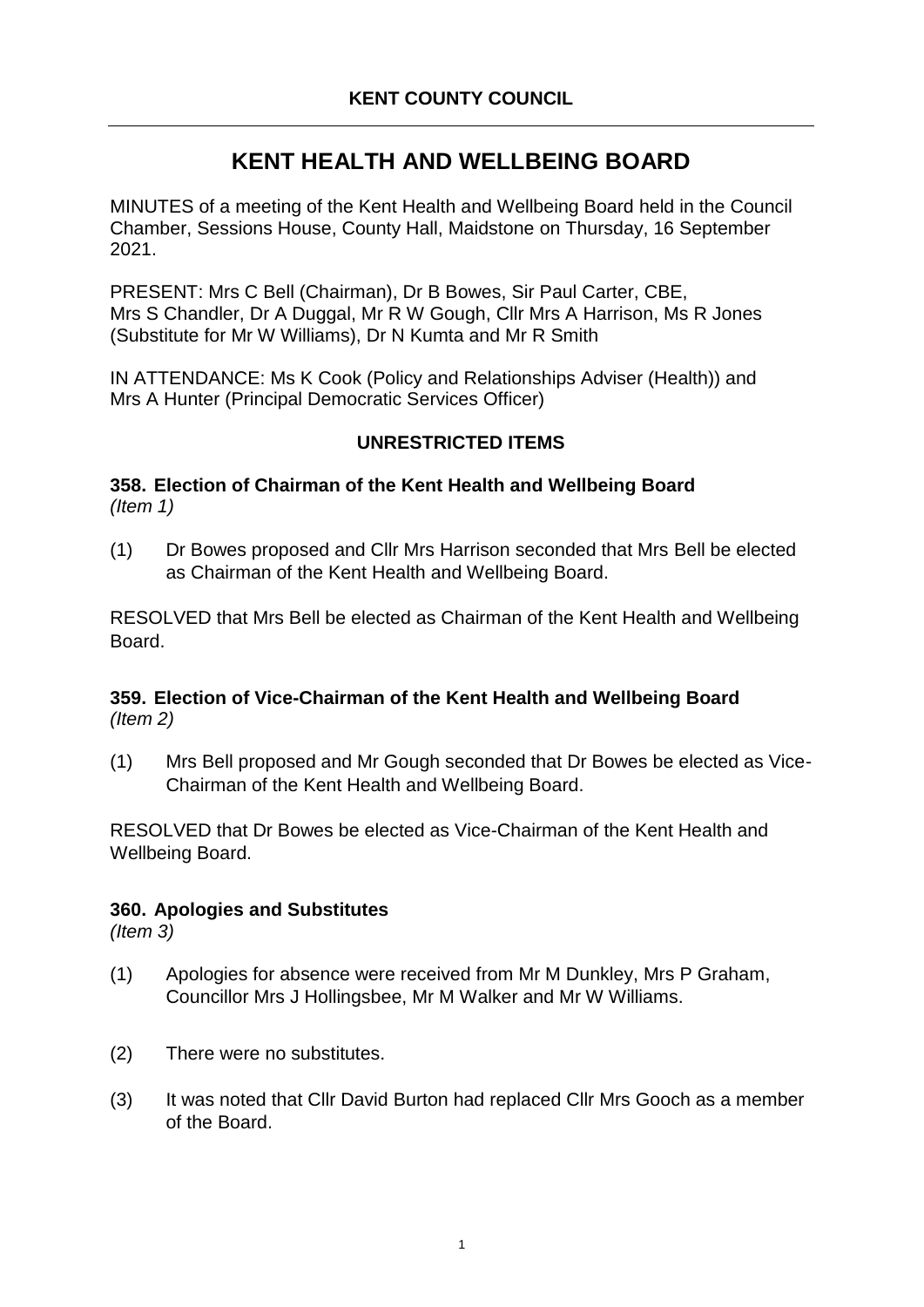**KENT COUNTY COUNCIL**

# KENT HEALTH AND WELLBEING BOARD

MINUTES of a meeting of the Kent Health and Wellbeing Board held in the Council Chamber, Sessions House, County Hall, Maidstone on Thursday, 16 September 2021.

PRESENT: Mrs C Bell (Chairman), Dr B Bowes, Sir Paul Carter, CBE, Mrs S Chandler, Dr A Duggal, Mr R W Gough, Cllr Mrs A Harrison, Ms R Jones (Substitute for Mr W Williams), Dr N Kumta and Mr R Smith

IN ATTENDANCE: Ms K Cook (Policy and Relationships Adviser (Health)) and Mrs A Hunter (Principal Democratic Services Officer)

## UNRESTRICTED ITEMS

### 358. Election of Chairman of the Kent Health and Wellbeing Board
*(Item 1)*

(1) Dr Bowes proposed and Cllr Mrs Harrison seconded that Mrs Bell be elected as Chairman of the Kent Health and Wellbeing Board.

RESOLVED that Mrs Bell be elected as Chairman of the Kent Health and Wellbeing Board.

### 359. Election of Vice-Chairman of the Kent Health and Wellbeing Board
*(Item 2)*

(1) Mrs Bell proposed and Mr Gough seconded that Dr Bowes be elected as Vice-Chairman of the Kent Health and Wellbeing Board.

RESOLVED that Dr Bowes be elected as Vice-Chairman of the Kent Health and Wellbeing Board.

### 360. Apologies and Substitutes
*(Item 3)*

(1) Apologies for absence were received from Mr M Dunkley, Mrs P Graham, Councillor Mrs J Hollingsbee, Mr M Walker and Mr W Williams.

(2) There were no substitutes.

(3) It was noted that Cllr David Burton had replaced Cllr Mrs Gooch as a member of the Board.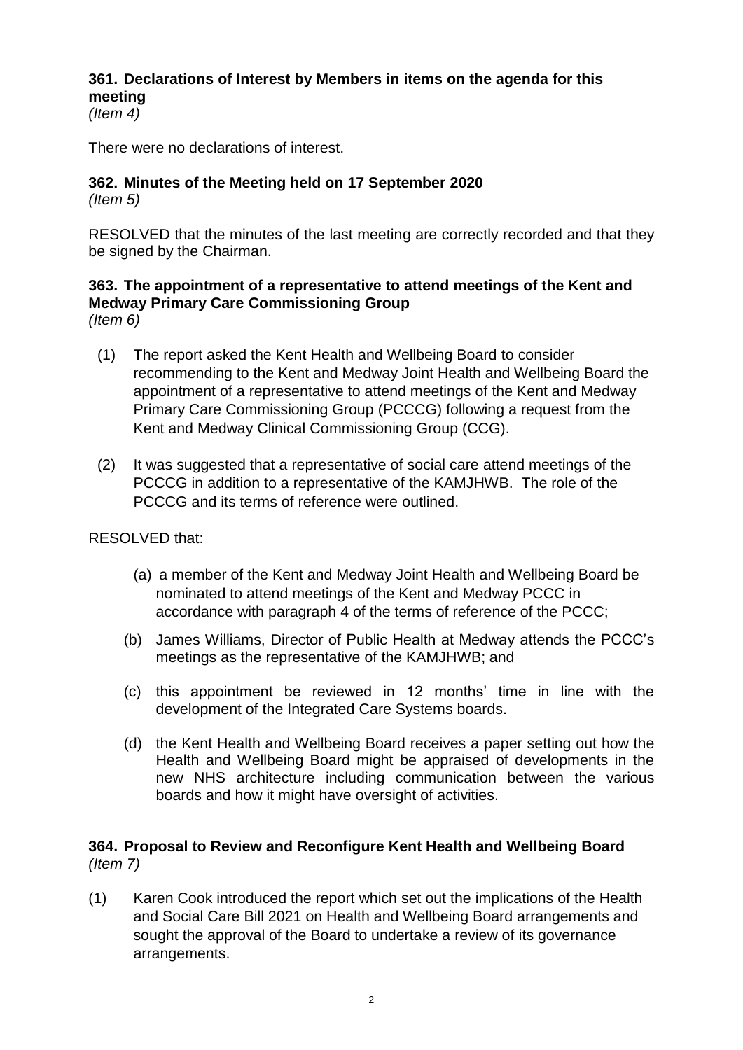**361. Declarations of Interest by Members in items on the agenda for this meeting**
*(Item 4)*

There were no declarations of interest.

**362. Minutes of the Meeting held on 17 September 2020**
*(Item 5)*

RESOLVED that the minutes of the last meeting are correctly recorded and that they be signed by the Chairman.

**363. The appointment of a representative to attend meetings of the Kent and Medway Primary Care Commissioning Group**
*(Item 6)*

(1) The report asked the Kent Health and Wellbeing Board to consider recommending to the Kent and Medway Joint Health and Wellbeing Board the appointment of a representative to attend meetings of the Kent and Medway Primary Care Commissioning Group (PCCCG) following a request from the Kent and Medway Clinical Commissioning Group (CCG).

(2) It was suggested that a representative of social care attend meetings of the PCCCG in addition to a representative of the KAMJHWB. The role of the PCCCG and its terms of reference were outlined.

RESOLVED that:

(a) a member of the Kent and Medway Joint Health and Wellbeing Board be nominated to attend meetings of the Kent and Medway PCCC in accordance with paragraph 4 of the terms of reference of the PCCC;

(b) James Williams, Director of Public Health at Medway attends the PCCC's meetings as the representative of the KAMJHWB; and

(c) this appointment be reviewed in 12 months' time in line with the development of the Integrated Care Systems boards.

(d) the Kent Health and Wellbeing Board receives a paper setting out how the Health and Wellbeing Board might be appraised of developments in the new NHS architecture including communication between the various boards and how it might have oversight of activities.

**364. Proposal to Review and Reconfigure Kent Health and Wellbeing Board**
*(Item 7)*

(1) Karen Cook introduced the report which set out the implications of the Health and Social Care Bill 2021 on Health and Wellbeing Board arrangements and sought the approval of the Board to undertake a review of its governance arrangements.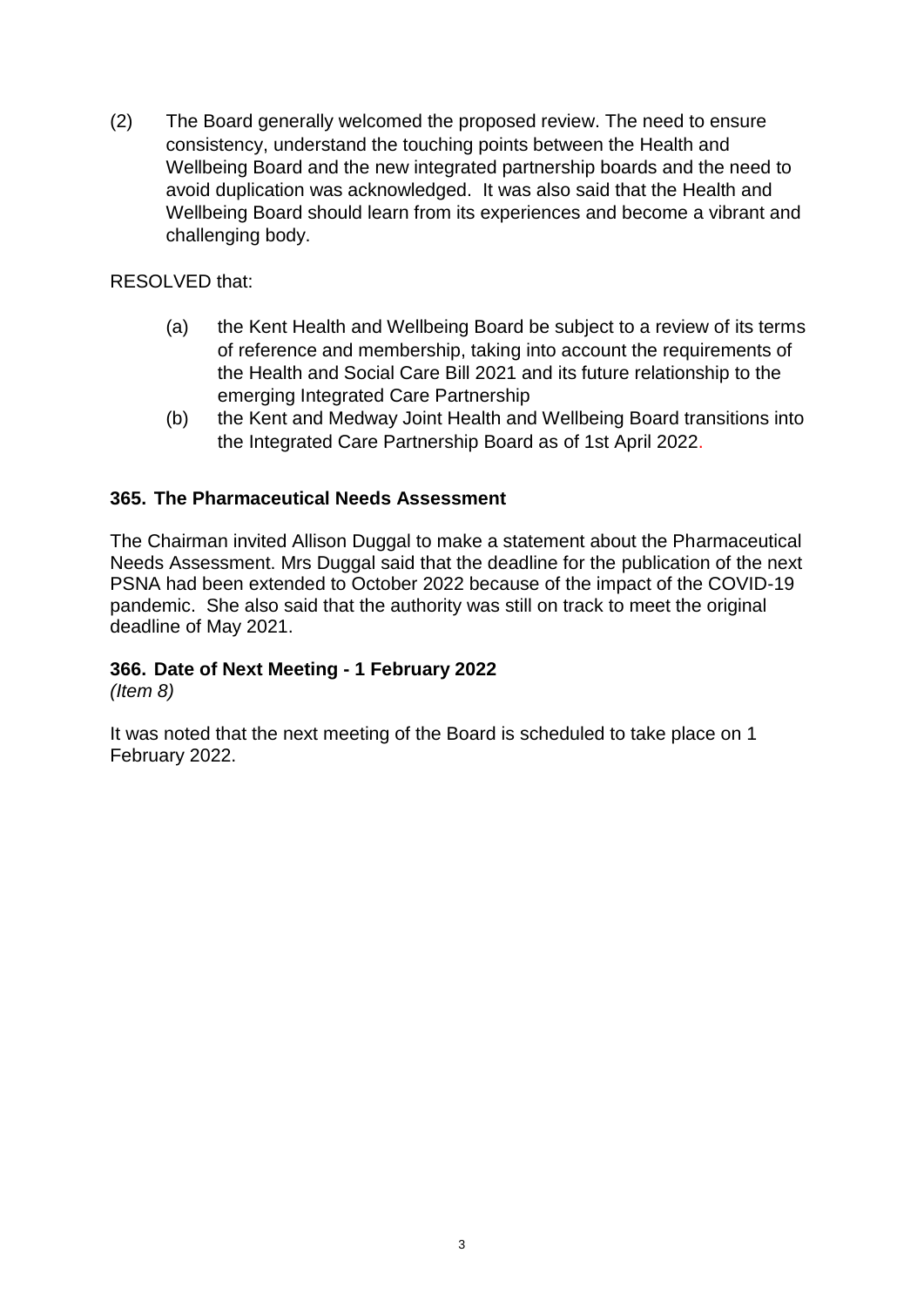(2) The Board generally welcomed the proposed review. The need to ensure consistency, understand the touching points between the Health and Wellbeing Board and the new integrated partnership boards and the need to avoid duplication was acknowledged. It was also said that the Health and Wellbeing Board should learn from its experiences and become a vibrant and challenging body.

RESOLVED that:

(a) the Kent Health and Wellbeing Board be subject to a review of its terms of reference and membership, taking into account the requirements of the Health and Social Care Bill 2021 and its future relationship to the emerging Integrated Care Partnership

(b) the Kent and Medway Joint Health and Wellbeing Board transitions into the Integrated Care Partnership Board as of 1st April 2022.

### 365. The Pharmaceutical Needs Assessment

The Chairman invited Allison Duggal to make a statement about the Pharmaceutical Needs Assessment. Mrs Duggal said that the deadline for the publication of the next PSNA had been extended to October 2022 because of the impact of the COVID-19 pandemic. She also said that the authority was still on track to meet the original deadline of May 2021.

### 366. Date of Next Meeting - 1 February 2022

*(Item 8)*

It was noted that the next meeting of the Board is scheduled to take place on 1 February 2022.